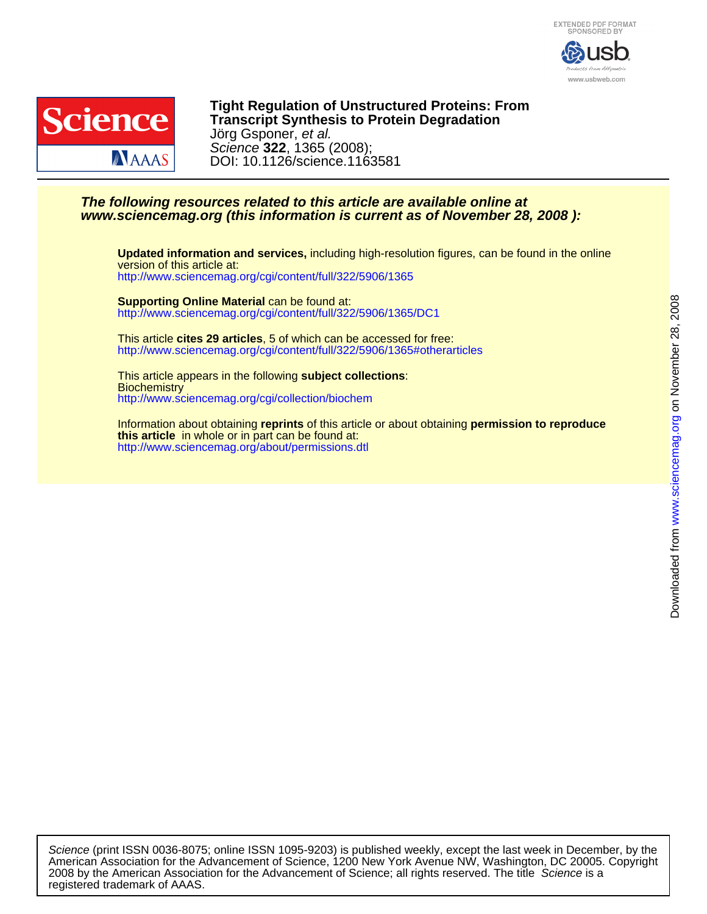EXTENDED PDF FORMAT
SPONSORED BY

www.usbweb.com

# Tight Regulation of Unstructured Proteins: From Transcript Synthesis to Protein Degradation

Jörg Gsponer, *et al.*

*Science* **322**, 1365 (2008);

DOI: 10.1126/science.1163581

***The following resources related to this article are available online at www.sciencemag.org (this information is current as of November 28, 2008 ):***

**Updated information and services,** including high-resolution figures, can be found in the online version of this article at:
http://www.sciencemag.org/cgi/content/full/322/5906/1365

**Supporting Online Material** can be found at:
http://www.sciencemag.org/cgi/content/full/322/5906/1365/DC1

This article **cites 29 articles**, 5 of which can be accessed for free:
http://www.sciencemag.org/cgi/content/full/322/5906/1365#otherarticles

This article appears in the following **subject collections**:
Biochemistry
http://www.sciencemag.org/cgi/collection/biochem

Information about obtaining **reprints** of this article or about obtaining **permission to reproduce this article** in whole or in part can be found at:
http://www.sciencemag.org/about/permissions.dtl

Downloaded from www.sciencemag.org on November 28, 2008

*Science* (print ISSN 0036-8075; online ISSN 1095-9203) is published weekly, except the last week in December, by the American Association for the Advancement of Science, 1200 New York Avenue NW, Washington, DC 20005. Copyright 2008 by the American Association for the Advancement of Science; all rights reserved. The title *Science* is a registered trademark of AAAS.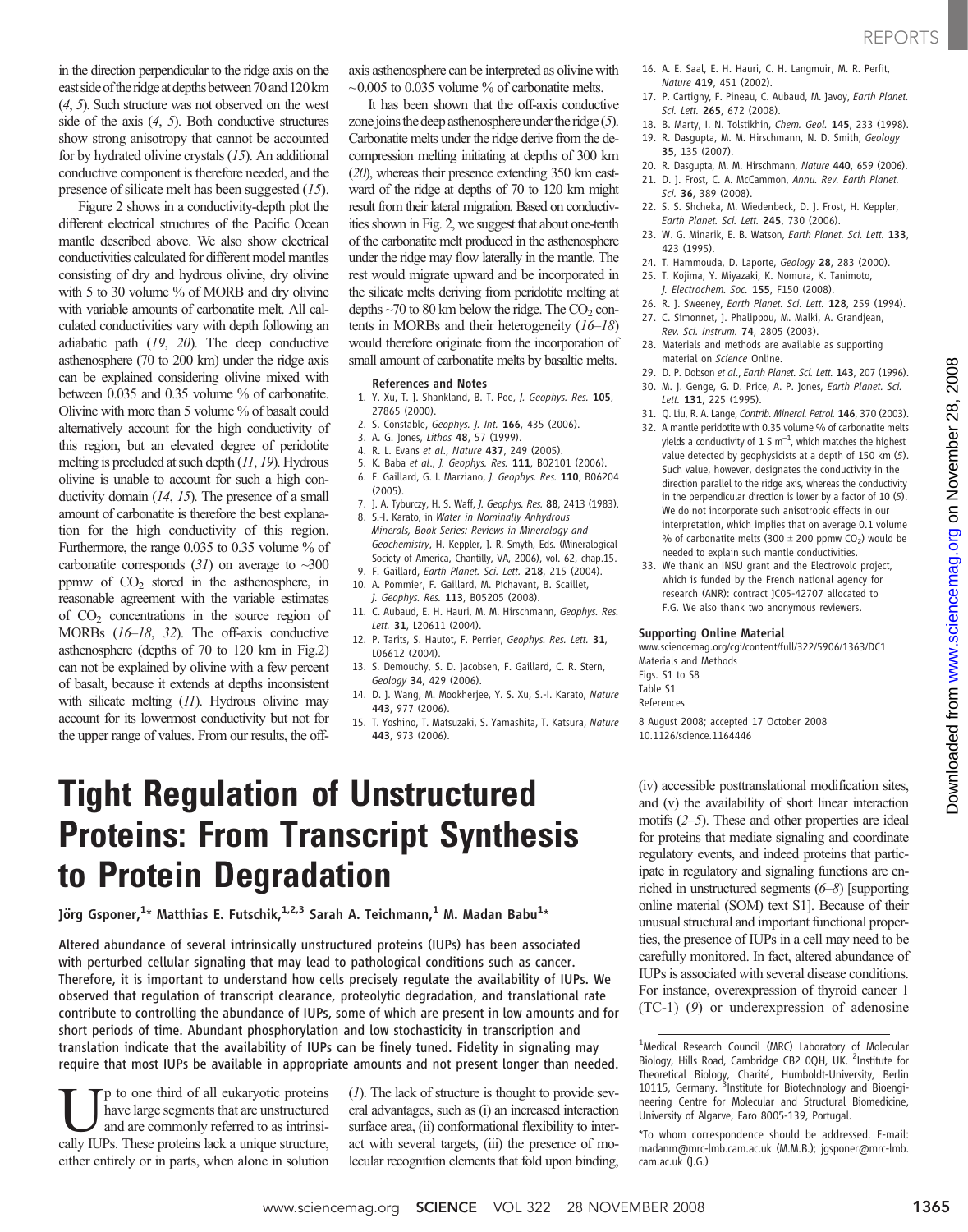in the direction perpendicular to the ridge axis on the east side of the ridge at depths between 70 and 120 km (4, 5). Such structure was not observed on the west side of the axis (4, 5). Both conductive structures show strong anisotropy that cannot be accounted for by hydrated olivine crystals (15). An additional conductive component is therefore needed, and the presence of silicate melt has been suggested (15).

Figure 2 shows in a conductivity-depth plot the different electrical structures of the Pacific Ocean mantle described above. We also show electrical conductivities calculated for different model mantles consisting of dry and hydrous olivine, dry olivine with 5 to 30 volume % of MORB and dry olivine with variable amounts of carbonatite melt. All calculated conductivities vary with depth following an adiabatic path (19, 20). The deep conductive asthenosphere (70 to 200 km) under the ridge axis can be explained considering olivine mixed with between 0.035 and 0.35 volume % of carbonatite. Olivine with more than 5 volume % of basalt could alternatively account for the high conductivity of this region, but an elevated degree of peridotite melting is precluded at such depth (11, 19). Hydrous olivine is unable to account for such a high conductivity domain (14, 15). The presence of a small amount of carbonatite is therefore the best explanation for the high conductivity of this region. Furthermore, the range 0.035 to 0.35 volume % of carbonatite corresponds (31) on average to ~300 ppmw of $CO_2$ stored in the asthenosphere, in reasonable agreement with the variable estimates of $CO_2$ concentrations in the source region of MORBs (16–18, 32). The off-axis conductive asthenosphere (depths of 70 to 120 km in Fig.2) can not be explained by olivine with a few percent of basalt, because it extends at depths inconsistent with silicate melting (11). Hydrous olivine may account for its lowermost conductivity but not for the upper range of values. From our results, the off-axis asthenosphere can be interpreted as olivine with ~0.005 to 0.035 volume % of carbonatite melts.

It has been shown that the off-axis conductive zone joins the deep asthenosphere under the ridge (5). Carbonatite melts under the ridge derive from the decompression melting initiating at depths of 300 km (20), whereas their presence extending 350 km eastward of the ridge at depths of 70 to 120 km might result from their lateral migration. Based on conductivities shown in Fig. 2, we suggest that about one-tenth of the carbonatite melt produced in the asthenosphere under the ridge may flow laterally in the mantle. The rest would migrate upward and be incorporated in the silicate melts deriving from peridotite melting at depths ~70 to 80 km below the ridge. The $CO_2$ contents in MORBs and their heterogeneity (16–18) would therefore originate from the incorporation of small amount of carbonatite melts by basaltic melts.

### References and Notes

1. Y. Xu, T. J. Shankland, B. T. Poe, *J. Geophys. Res.* **105**, 27865 (2000).
2. S. Constable, *Geophys. J. Int.* **166**, 435 (2006).
3. A. G. Jones, *Lithos* **48**, 57 (1999).
4. R. L. Evans *et al.*, *Nature* **437**, 249 (2005).
5. K. Baba *et al.*, *J. Geophys. Res.* **111**, B02101 (2006).
6. F. Gaillard, G. I. Marziano, *J. Geophys. Res.* **110**, B06204 (2005).
7. J. A. Tyburczy, H. S. Waff, *J. Geophys. Res.* **88**, 2413 (1983).
8. S.-I. Karato, in *Water in Nominally Anhydrous Minerals, Book Series: Reviews in Mineralogy and Geochemistry*, H. Keppler, J. R. Smyth, Eds. (Mineralogical Society of America, Chantilly, VA, 2006), vol. 62, chap.15.
9. F. Gaillard, *Earth Planet. Sci. Lett.* **218**, 215 (2004).
10. A. Pommier, F. Gaillard, M. Pichavant, B. Scaillet, *J. Geophys. Res.* **113**, B05205 (2008).
11. C. Aubaud, E. H. Hauri, M. M. Hirschmann, *Geophys. Res. Lett.* **31**, L20611 (2004).
12. P. Tarits, S. Hautot, F. Perrier, *Geophys. Res. Lett.* **31**, L06612 (2004).
13. S. Demouchy, S. D. Jacobsen, F. Gaillard, C. R. Stern, *Geology* **34**, 429 (2006).
14. D. J. Wang, M. Mookherjee, Y. S. Xu, S.-I. Karato, *Nature* **443**, 977 (2006).
15. T. Yoshino, T. Matsuzaki, S. Yamashita, T. Katsura, *Nature* **443**, 973 (2006).
16. A. E. Saal, E. H. Hauri, C. H. Langmuir, M. R. Perfit, *Nature* **419**, 451 (2002).
17. P. Cartigny, F. Pineau, C. Aubaud, M. Javoy, *Earth Planet. Sci. Lett.* **265**, 672 (2008).
18. B. Marty, I. N. Tolstikhin, *Chem. Geol.* **145**, 233 (1998).
19. R. Dasgupta, M. M. Hirschmann, N. D. Smith, *Geology* **35**, 135 (2007).
20. R. Dasgupta, M. M. Hirschmann, *Nature* **440**, 659 (2006).
21. D. J. Frost, C. A. McCammon, *Annu. Rev. Earth Planet. Sci.* **36**, 389 (2008).
22. S. S. Shcheka, M. Wiedenbeck, D. J. Frost, H. Keppler, *Earth Planet. Sci. Lett.* **245**, 730 (2006).
23. W. G. Minarik, E. B. Watson, *Earth Planet. Sci. Lett.* **133**, 423 (1995).
24. T. Hammouda, D. Laporte, *Geology* **28**, 283 (2000).
25. T. Kojima, Y. Miyazaki, K. Nomura, K. Tanimoto, *J. Electrochem. Soc.* **155**, F150 (2008).
26. R. J. Sweeney, *Earth Planet. Sci. Lett.* **128**, 259 (1994).
27. C. Simonnet, J. Phalippou, M. Malki, A. Grandjean, *Rev. Sci. Instrum.* **74**, 2805 (2003).
28. Materials and methods are available as supporting material on *Science* Online.
29. D. P. Dobson *et al.*, *Earth Planet. Sci. Lett.* **143**, 207 (1996).
30. M. J. Genge, G. D. Price, A. P. Jones, *Earth Planet. Sci. Lett.* **131**, 225 (1995).
31. Q. Liu, R. A. Lange, *Contrib. Mineral. Petrol.* **146**, 370 (2003).
32. A mantle peridotite with 0.35 volume % of carbonatite melts yields a conductivity of 1 S $m^{-1}$, which matches the highest value detected by geophysicists at a depth of 150 km (5). Such value, however, designates the conductivity in the direction parallel to the ridge axis, whereas the conductivity in the perpendicular direction is lower by a factor of 10 (5). We do not incorporate such anisotropic effects in our interpretation, which implies that on average 0.1 volume % of carbonatite melts (300 ± 200 ppmw $CO_2$) would be needed to explain such mantle conductivities.
33. We thank an INSU grant and the Electrovolc project, which is funded by the French national agency for research (ANR): contract JC05-42707 allocated to F.G. We also thank two anonymous reviewers.

### Supporting Online Material

www.sciencemag.org/cgi/content/full/322/5906/1363/DC1
Materials and Methods
Figs. S1 to S8
Table S1
References

8 August 2008; accepted 17 October 2008
10.1126/science.1164446

# Tight Regulation of Unstructured Proteins: From Transcript Synthesis to Protein Degradation

**Jörg Gsponer,[1]* Matthias E. Futschik,[1,2,3] Sarah A. Teichmann,[1] M. Madan Babu[1]***

**Altered abundance of several intrinsically unstructured proteins (IUPs) has been associated with perturbed cellular signaling that may lead to pathological conditions such as cancer. Therefore, it is important to understand how cells precisely regulate the availability of IUPs. We observed that regulation of transcript clearance, proteolytic degradation, and translational rate contribute to controlling the abundance of IUPs, some of which are present in low amounts and for short periods of time. Abundant phosphorylation and low stochasticity in transcription and translation indicate that the availability of IUPs can be finely tuned. Fidelity in signaling may require that most IUPs be available in appropriate amounts and not present longer than needed.**

Up to one third of all eukaryotic proteins have large segments that are unstructured and are commonly referred to as intrinsically IUPs. These proteins lack a unique structure, either entirely or in parts, when alone in solution (1). The lack of structure is thought to provide several advantages, such as (i) an increased interaction surface area, (ii) conformational flexibility to interact with several targets, (iii) the presence of molecular recognition elements that fold upon binding, (iv) accessible posttranslational modification sites, and (v) the availability of short linear interaction motifs (2–5). These and other properties are ideal for proteins that mediate signaling and coordinate regulatory events, and indeed proteins that participate in regulatory and signaling functions are enriched in unstructured segments (6–8) [supporting online material (SOM) text S1]. Because of their unusual structural and important functional properties, the presence of IUPs in a cell may need to be carefully monitored. In fact, altered abundance of IUPs is associated with several disease conditions. For instance, overexpression of thyroid cancer 1 (TC-1) (9) or underexpression of adenosine

[1]Medical Research Council (MRC) Laboratory of Molecular Biology, Hills Road, Cambridge CB2 0QH, UK. [2]Institute for Theoretical Biology, Charité, Humboldt-University, Berlin 10115, Germany. [3]Institute for Biotechnology and Bioengineering Centre for Molecular and Structural Biomedicine, University of Algarve, Faro 8005-139, Portugal.

*To whom correspondence should be addressed. E-mail: madanm@mrc-lmb.cam.ac.uk (M.M.B.); jgsponer@mrc-lmb.cam.ac.uk (J.G.)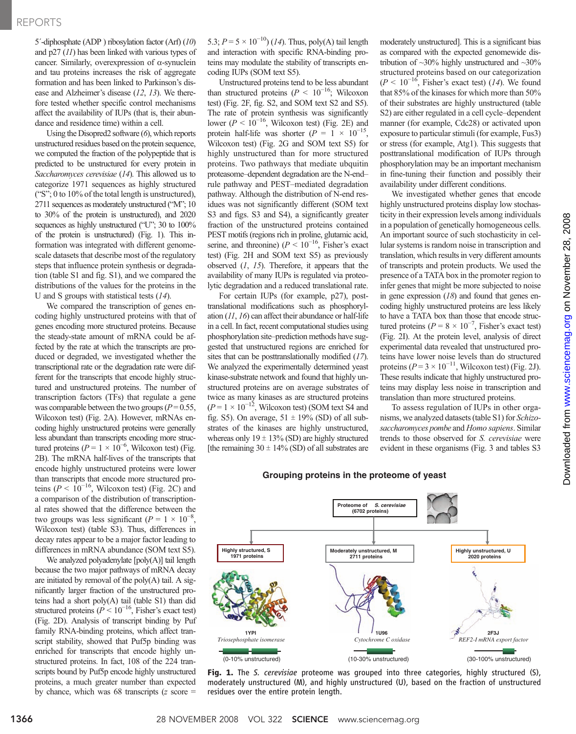5′-diphosphate (ADP ) ribosylation factor (Arf) (10) and p27 (11) has been linked with various types of cancer. Similarly, overexpression of α-synuclein and tau proteins increases the risk of aggregate formation and has been linked to Parkinson's disease and Alzheimer's disease (12, 13). We therefore tested whether specific control mechanisms affect the availability of IUPs (that is, their abundance and residence time) within a cell.

Using the Disopred2 software (6), which reports unstructured residues based on the protein sequence, we computed the fraction of the polypeptide that is predicted to be unstructured for every protein in *Saccharomyces cerevisiae* (14). This allowed us to categorize 1971 sequences as highly structured ("S"; 0 to 10% of the total length is unstructured), 2711 sequences as moderately unstructured ("M"; 10 to 30% of the protein is unstructured), and 2020 sequences as highly unstructured ("U"; 30 to 100% of the protein is unstructured) (Fig. 1). This information was integrated with different genome-scale datasets that describe most of the regulatory steps that influence protein synthesis or degradation (table S1 and fig. S1), and we compared the distributions of the values for the proteins in the U and S groups with statistical tests (14).

We compared the transcription of genes encoding highly unstructured proteins with that of genes encoding more structured proteins. Because the steady-state amount of mRNA could be affected by the rate at which the transcripts are produced or degraded, we investigated whether the transcriptional rate or the degradation rate were different for the transcripts that encode highly structured and unstructured proteins. The number of transcription factors (TFs) that regulate a gene was comparable between the two groups ($P = 0.55$, Wilcoxon test) (Fig. 2A). However, mRNAs encoding highly unstructured proteins were generally less abundant than transcripts encoding more structured proteins ($P = 1 \times 10^{-6}$, Wilcoxon test) (Fig. 2B). The mRNA half-lives of the transcripts that encode highly unstructured proteins were lower than transcripts that encode more structured proteins ($P < 10^{-16}$, Wilcoxon test) (Fig. 2C) and a comparison of the distribution of transcriptional rates showed that the difference between the two groups was less significant ($P = 1 \times 10^{-8}$, Wilcoxon test) (table S3). Thus, differences in decay rates appear to be a major factor leading to differences in mRNA abundance (SOM text S5).

We analyzed polyadenylate [poly(A)] tail length because the two major pathways of mRNA decay are initiated by removal of the poly(A) tail. A significantly larger fraction of the unstructured proteins had a short poly(A) tail (table S1) than did structured proteins ($P < 10^{-16}$, Fisher's exact test) (Fig. 2D). Analysis of transcript binding by Puf family RNA-binding proteins, which affect transcript stability, showed that Puf5p binding was enriched for transcripts that encode highly unstructured proteins. In fact, 108 of the 224 transcripts bound by Puf5p encode highly unstructured proteins, a much greater number than expected by chance, which was 68 transcripts (z score = 5.3; $P = 5 \times 10^{-10}$) (14). Thus, poly(A) tail length and interaction with specific RNA-binding proteins may modulate the stability of transcripts encoding IUPs (SOM text S5).

Unstructured proteins tend to be less abundant than structured proteins ($P < 10^{-16}$; Wilcoxon test) (Fig. 2F, fig. S2, and SOM text S2 and S5). The rate of protein synthesis was significantly lower ($P < 10^{-16}$, Wilcoxon test) (Fig. 2E) and protein half-life was shorter ($P = 1 \times 10^{-15}$, Wilcoxon test) (Fig. 2G and SOM text S5) for highly unstructured than for more structured proteins. Two pathways that mediate ubiquitin proteasome–dependent degradation are the N-end–rule pathway and PEST–mediated degradation pathway. Although the distribution of N-end residues was not significantly different (SOM text S3 and figs. S3 and S4), a significantly greater fraction of the unstructured proteins contained PEST motifs (regions rich in proline, glutamic acid, serine, and threonine) ($P < 10^{-16}$, Fisher's exact test) (Fig. 2H and SOM text S5) as previously observed (1, 15). Therefore, it appears that the availability of many IUPs is regulated via proteolytic degradation and a reduced translational rate.

For certain IUPs (for example, p27), posttranslational modifications such as phosphorylation (11, 16) can affect their abundance or half-life in a cell. In fact, recent computational studies using phosphorylation site–prediction methods have suggested that unstructured regions are enriched for sites that can be posttranslationally modified (17). We analyzed the experimentally determined yeast kinase-substrate network and found that highly unstructured proteins are on average substrates of twice as many kinases as are structured proteins ($P = 1 \times 10^{-12}$, Wilcoxon test) (SOM text S4 and fig. S5). On average, 51 ± 19% (SD) of all substrates of the kinases are highly unstructured, whereas only 19 ± 13% (SD) are highly structured [the remaining 30 ± 14% (SD) of all substrates are moderately unstructured]. This is a significant bias as compared with the expected genomewide distribution of ~30% highly unstructured and ~30% structured proteins based on our categorization ($P < 10^{-16}$, Fisher's exact test) (14). We found that 85% of the kinases for which more than 50% of their substrates are highly unstructured (table S2) are either regulated in a cell cycle–dependent manner (for example, Cdc28) or activated upon exposure to particular stimuli (for example, Fus3) or stress (for example, Atg1). This suggests that posttranslational modification of IUPs through phosphorylation may be an important mechanism in fine-tuning their function and possibly their availability under different conditions.

We investigated whether genes that encode highly unstructured proteins display low stochasticity in their expression levels among individuals in a population of genetically homogeneous cells. An important source of such stochasticity in cellular systems is random noise in transcription and translation, which results in very different amounts of transcripts and protein products. We used the presence of a TATA box in the promoter region to infer genes that might be more subjected to noise in gene expression (18) and found that genes encoding highly unstructured proteins are less likely to have a TATA box than those that encode structured proteins ($P = 8 \times 10^{-7}$, Fisher's exact test) (Fig. 2I). At the protein level, analysis of direct experimental data revealed that unstructured proteins have lower noise levels than do structured proteins ($P = 3 \times 10^{-11}$, Wilcoxon test) (Fig. 2J). These results indicate that highly unstructured proteins may display less noise in transcription and translation than more structured proteins.

To assess regulation of IUPs in other organisms, we analyzed datasets (table S1) for *Schizosaccharomyces pombe* and *Homo sapiens*. Similar trends to those observed for *S. cerevisiae* were evident in these organisms (Fig. 3 and tables S3

**Grouping proteins in the proteome of yeast**

Proteome of *S. cerevisiae* (6702 proteins)

| Highly structured, S 1971 proteins | Moderately unstructured, M 2711 proteins | Highly unstructured, U 2020 proteins |
|---|---|---|
| 1YPI *Triosephosphate isomerase* | 1U96 *Cytochrome C oxidase* | 2F3J *REF2-I mRNA export factor* |
| (0-10% unstructured) | (10-30% unstructured) | (30-100% unstructured) |

**Fig. 1.** The *S. cerevisiae* proteome was grouped into three categories, highly structured (S), moderately unstructured (M), and highly unstructured (U), based on the fraction of unstructured residues over the entire protein length.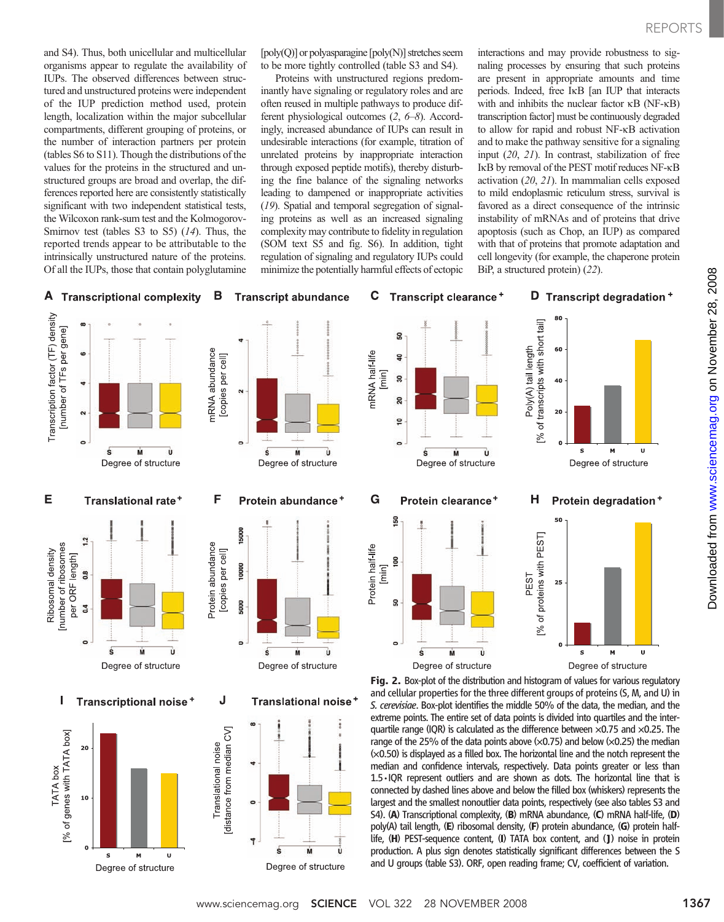and S4). Thus, both unicellular and multicellular organisms appear to regulate the availability of IUPs. The observed differences between structured and unstructured proteins were independent of the IUP prediction method used, protein length, localization within the major subcellular compartments, different grouping of proteins, or the number of interaction partners per protein (tables S6 to S11). Though the distributions of the values for the proteins in the structured and unstructured groups are broad and overlap, the differences reported here are consistently statistically significant with two independent statistical tests, the Wilcoxon rank-sum test and the Kolmogorov-Smirnov test (tables S3 to S5) (*14*). Thus, the reported trends appear to be attributable to the intrinsically unstructured nature of the proteins. Of all the IUPs, those that contain polyglutamine [poly(Q)] or polyasparagine [poly(N)] stretches seem to be more tightly controlled (table S3 and S4).

Proteins with unstructured regions predominantly have signaling or regulatory roles and are often reused in multiple pathways to produce different physiological outcomes (*2*, *6*–*8*). Accordingly, increased abundance of IUPs can result in undesirable interactions (for example, titration of unrelated proteins by inappropriate interaction through exposed peptide motifs), thereby disturbing the fine balance of the signaling networks leading to dampened or inappropriate activities (*19*). Spatial and temporal segregation of signaling proteins as well as an increased signaling complexity may contribute to fidelity in regulation (SOM text S5 and fig. S6). In addition, tight regulation of signaling and regulatory IUPs could minimize the potentially harmful effects of ectopic interactions and may provide robustness to signaling processes by ensuring that such proteins are present in appropriate amounts and time periods. Indeed, free IκB [an IUP that interacts with and inhibits the nuclear factor κB (NF-κB) transcription factor] must be continuously degraded to allow for rapid and robust NF-κB activation and to make the pathway sensitive for a signaling input (*20*, *21*). In contrast, stabilization of free IκB by removal of the PEST motif reduces NF-κB activation (*20*, *21*). In mammalian cells exposed to mild endoplasmic reticulum stress, survival is favored as a direct consequence of the intrinsic instability of mRNAs and of proteins that drive apoptosis (such as Chop, an IUP) as compared with that of proteins that promote adaptation and cell longevity (for example, the chaperone protein BiP, a structured protein) (*22*).

**Fig. 2.** Box-plot of the distribution and histogram of values for various regulatory and cellular properties for the three different groups of proteins (S, M, and U) in *S. cerevisiae*. Box-plot identifies the middle 50% of the data, the median, and the extreme points. The entire set of data points is divided into quartiles and the interquartile range (IQR) is calculated as the difference between ×0.75 and ×0.25. The range of the 25% of the data points above (×0.75) and below (×0.25) the median (×0.50) is displayed as a filled box. The horizontal line and the notch represent the median and confidence intervals, respectively. Data points greater or less than 1.5•IQR represent outliers and are shown as dots. The horizontal line that is connected by dashed lines above and below the filled box (whiskers) represents the largest and the smallest nonoutlier data points, respectively (see also tables S3 and S4). (**A**) Transcriptional complexity, (**B**) mRNA abundance, (**C**) mRNA half-life, (**D**) poly(A) tail length, (**E**) ribosomal density, (**F**) protein abundance, (**G**) protein half-life, (**H**) PEST-sequence content, (**I**) TATA box content, and (**J**) noise in protein production. A plus sign denotes statistically significant differences between the S and U groups (table S3). ORF, open reading frame; CV, coefficient of variation.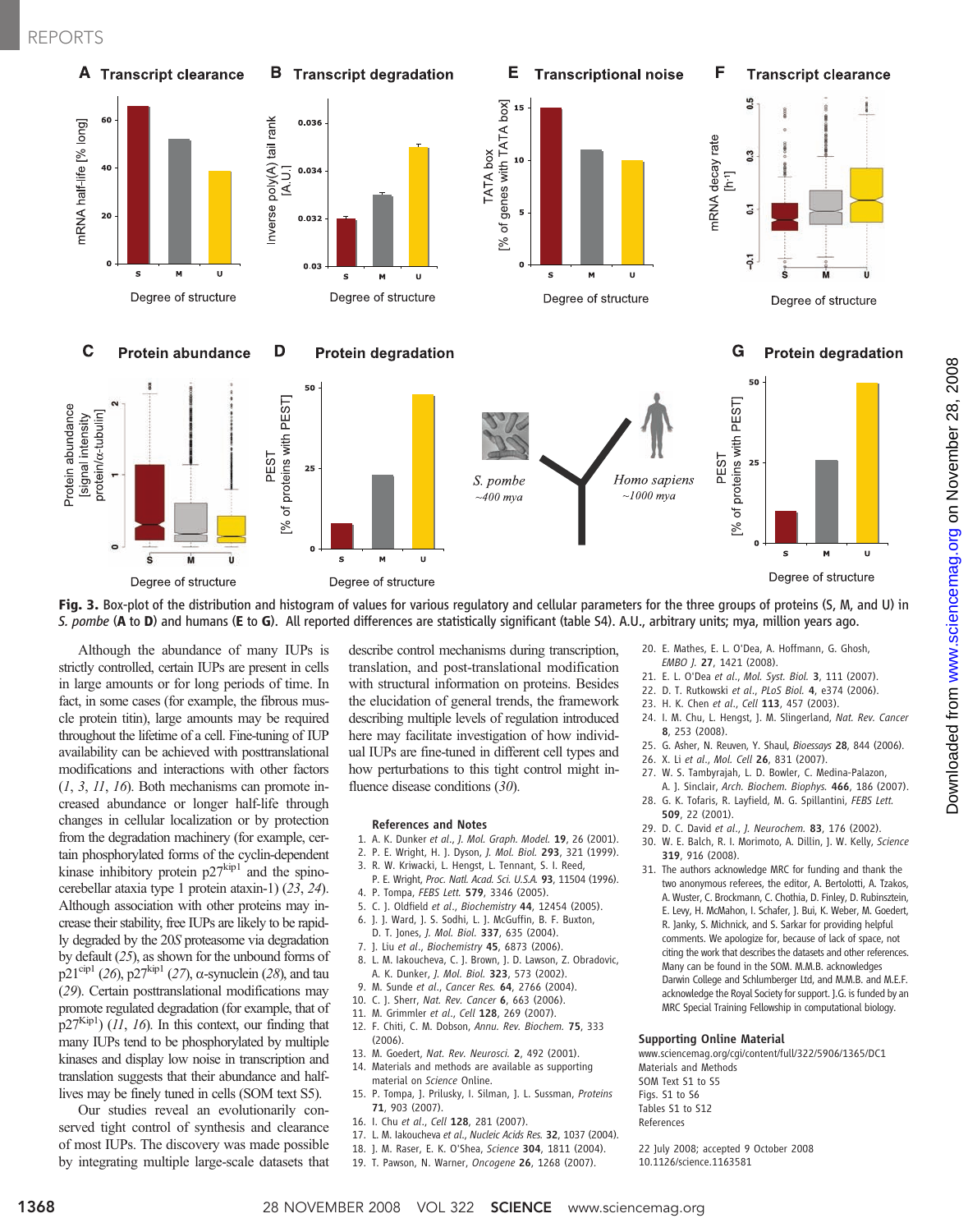**A** Transcript clearance

mRNA half-life [% long]

60
40
20
0

S M U

Degree of structure

**B** Transcript degradation

Inverse poly(A) tail rank [A.U.]

0.036
0.034
0.032
0.03

S M U

Degree of structure

**E** Transcriptional noise

TATA box [% of genes with TATA box]

15
10
5
0

S M U

Degree of structure

**F** Transcript clearance

mRNA decay rate [h⁻¹]

0.5
0.3
0.1
−0.1

S M U

Degree of structure

**C** Protein abundance

Protein abundance [signal intensity protein/α-tubulin]

2
1
0

S M U

Degree of structure

**D** Protein degradation

PEST [% of proteins with PEST]

50
25
0

S M U

Degree of structure

*S. pombe* ~400 mya

*Homo sapiens* ~1000 mya

**G** Protein degradation

PEST [% of proteins with PEST]

50
25
0

S M U

Degree of structure

**Fig. 3.** Box-plot of the distribution and histogram of values for various regulatory and cellular parameters for the three groups of proteins (S, M, and U) in *S. pombe* (**A** to **D**) and humans (**E** to **G**). All reported differences are statistically significant (table S4). A.U., arbitrary units; mya, million years ago.

Although the abundance of many IUPs is strictly controlled, certain IUPs are present in cells in large amounts or for long periods of time. In fact, in some cases (for example, the fibrous muscle protein titin), large amounts may be required throughout the lifetime of a cell. Fine-tuning of IUP availability can be achieved with posttranslational modifications and interactions with other factors (*1*, *3*, *11*, *16*). Both mechanisms can promote increased abundance or longer half-life through changes in cellular localization or by protection from the degradation machinery (for example, certain phosphorylated forms of the cyclin-dependent kinase inhibitory protein $p27^{kip1}$ and the spinocerebellar ataxia type 1 protein ataxin-1) (*23*, *24*). Although association with other proteins may increase their stability, free IUPs are likely to be rapidly degraded by the 20*S* proteasome via degradation by default (*25*), as shown for the unbound forms of $p21^{cip1}$ (*26*), $p27^{kip1}$ (*27*), α-synuclein (*28*), and tau (*29*). Certain posttranslational modifications may promote regulated degradation (for example, that of $p27^{Kip1}$) (*11*, *16*). In this context, our finding that many IUPs tend to be phosphorylated by multiple kinases and display low noise in transcription and translation suggests that their abundance and half-lives may be finely tuned in cells (SOM text S5).

Our studies reveal an evolutionarily conserved tight control of synthesis and clearance of most IUPs. The discovery was made possible by integrating multiple large-scale datasets that describe control mechanisms during transcription, translation, and post-translational modification with structural information on proteins. Besides the elucidation of general trends, the framework describing multiple levels of regulation introduced here may facilitate investigation of how individual IUPs are fine-tuned in different cell types and how perturbations to this tight control might influence disease conditions (*30*).

### References and Notes

1. A. K. Dunker *et al.*, *J. Mol. Graph. Model.* **19**, 26 (2001).
2. P. E. Wright, H. J. Dyson, *J. Mol. Biol.* **293**, 321 (1999).
3. R. W. Kriwacki, L. Hengst, L. Tennant, S. I. Reed, P. E. Wright, *Proc. Natl. Acad. Sci. U.S.A.* **93**, 11504 (1996).
4. P. Tompa, *FEBS Lett.* **579**, 3346 (2005).
5. C. J. Oldfield *et al.*, *Biochemistry* **44**, 12454 (2005).
6. J. J. Ward, J. S. Sodhi, L. J. McGuffin, B. F. Buxton, D. T. Jones, *J. Mol. Biol.* **337**, 635 (2004).
7. J. Liu *et al.*, *Biochemistry* **45**, 6873 (2006).
8. L. M. Iakoucheva, C. J. Brown, J. D. Lawson, Z. Obradovic, A. K. Dunker, *J. Mol. Biol.* **323**, 573 (2002).
9. M. Sunde *et al.*, *Cancer Res.* **64**, 2766 (2004).
10. C. J. Sherr, *Nat. Rev. Cancer* **6**, 663 (2006).
11. M. Grimmler *et al.*, *Cell* **128**, 269 (2007).
12. F. Chiti, C. M. Dobson, *Annu. Rev. Biochem.* **75**, 333 (2006).
13. M. Goedert, *Nat. Rev. Neurosci.* **2**, 492 (2001).
14. Materials and methods are available as supporting material on *Science* Online.
15. P. Tompa, J. Prilusky, I. Silman, J. L. Sussman, *Proteins* **71**, 903 (2007).
16. I. Chu *et al.*, *Cell* **128**, 281 (2007).
17. L. M. Iakoucheva *et al.*, *Nucleic Acids Res.* **32**, 1037 (2004).
18. J. M. Raser, E. K. O'Shea, *Science* **304**, 1811 (2004).
19. T. Pawson, N. Warner, *Oncogene* **26**, 1268 (2007).
20. E. Mathes, E. L. O'Dea, A. Hoffmann, G. Ghosh, *EMBO J.* **27**, 1421 (2008).
21. E. L. O'Dea *et al.*, *Mol. Syst. Biol.* **3**, 111 (2007).
22. D. T. Rutkowski *et al.*, *PLoS Biol.* **4**, e374 (2006).
23. H. K. Chen *et al.*, *Cell* **113**, 457 (2003).
24. I. M. Chu, L. Hengst, J. M. Slingerland, *Nat. Rev. Cancer* **8**, 253 (2008).
25. G. Asher, N. Reuven, Y. Shaul, *Bioessays* **28**, 844 (2006).
26. X. Li *et al.*, *Mol. Cell* **26**, 831 (2007).
27. W. S. Tambyrajah, L. D. Bowler, C. Medina-Palazon, A. J. Sinclair, *Arch. Biochem. Biophys.* **466**, 186 (2007).
28. G. K. Tofaris, R. Layfield, M. G. Spillantini, *FEBS Lett.* **509**, 22 (2001).
29. D. C. David *et al.*, *J. Neurochem.* **83**, 176 (2002).
30. W. E. Balch, R. I. Morimoto, A. Dillin, J. W. Kelly, *Science* **319**, 916 (2008).
31. The authors acknowledge MRC for funding and thank the two anonymous referees, the editor, A. Bertolotti, A. Tzakos, A. Wuster, C. Brockmann, C. Chothia, D. Finley, D. Rubinsztein, E. Levy, H. McMahon, I. Schafer, J. Bui, K. Weber, M. Goedert, R. Janky, S. Michnick, and S. Sarkar for providing helpful comments. We apologize for, because of lack of space, not citing the work that describes the datasets and other references. Many can be found in the SOM. M.M.B. acknowledges Darwin College and Schlumberger Ltd, and M.M.B. and M.E.F. acknowledge the Royal Society for support. J.G. is funded by an MRC Special Training Fellowship in computational biology.

### Supporting Online Material

www.sciencemag.org/cgi/content/full/322/5906/1365/DC1
Materials and Methods
SOM Text S1 to S5
Figs. S1 to S6
Tables S1 to S12
References

22 July 2008; accepted 9 October 2008
10.1126/science.1163581